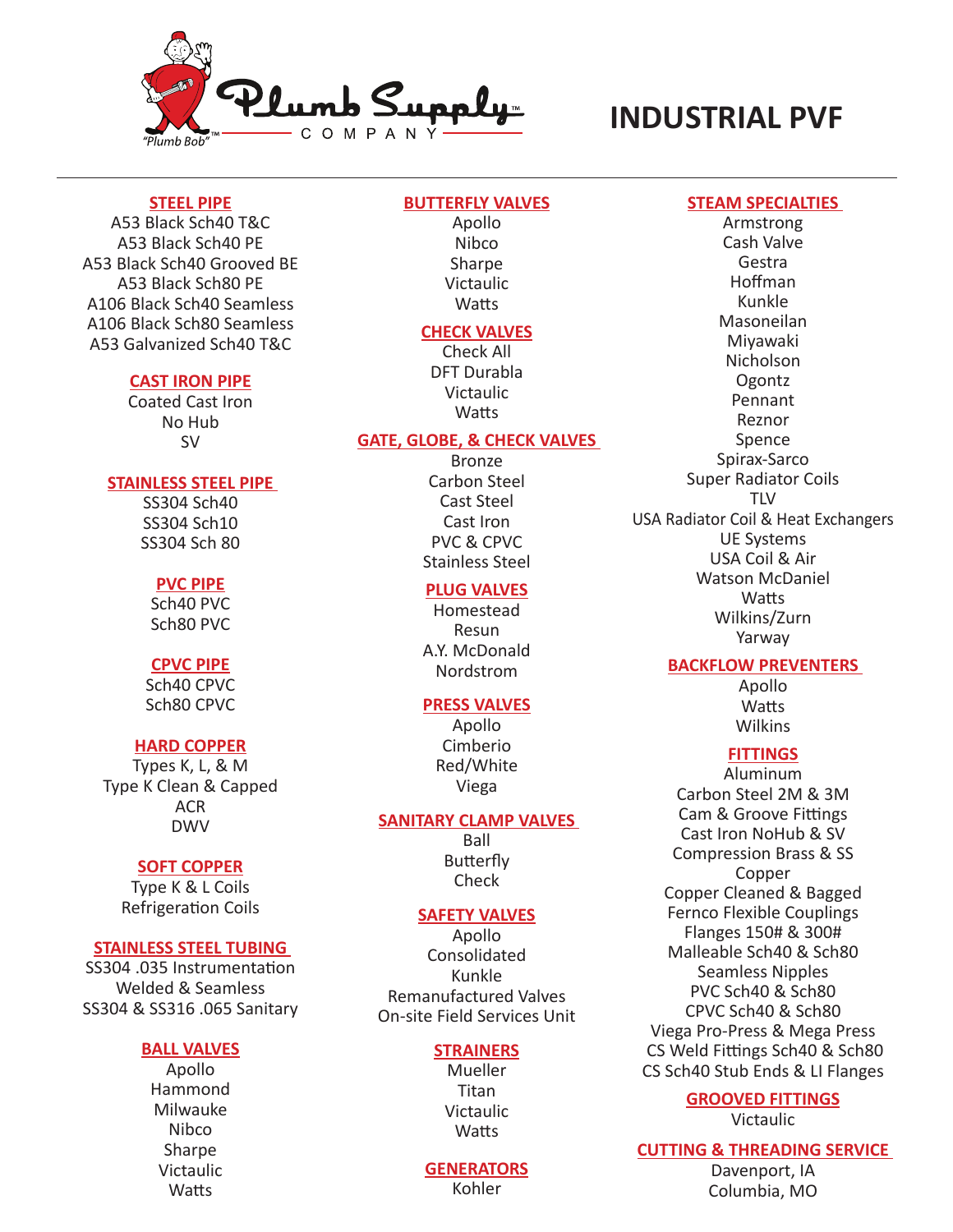Plumb Supply COMPANY

"Plumb Bob"™

# INDUSTRIAL PVF

## STEEL PIPE
A53 Black Sch40 T&C
A53 Black Sch40 PE
A53 Black Sch40 Grooved BE
A53 Black Sch80 PE
A106 Black Sch40 Seamless
A106 Black Sch80 Seamless
A53 Galvanized Sch40 T&C

## CAST IRON PIPE
Coated Cast Iron
No Hub
SV

## STAINLESS STEEL PIPE
SS304 Sch40
SS304 Sch10
SS304 Sch 80

## PVC PIPE
Sch40 PVC
Sch80 PVC

## CPVC PIPE
Sch40 CPVC
Sch80 CPVC

## HARD COPPER
Types K, L, & M
Type K Clean & Capped
ACR
DWV

## SOFT COPPER
Type K & L Coils
Refrigeration Coils

## STAINLESS STEEL TUBING
SS304 .035 Instrumentation
Welded & Seamless
SS304 & SS316 .065 Sanitary

## BALL VALVES
Apollo
Hammond
Milwauke
Nibco
Sharpe
Victaulic
Watts

## BUTTERFLY VALVES
Apollo
Nibco
Sharpe
Victaulic
Watts

## CHECK VALVES
Check All
DFT Durabla
Victaulic
Watts

## GATE, GLOBE, & CHECK VALVES
Bronze
Carbon Steel
Cast Steel
Cast Iron
PVC & CPVC
Stainless Steel

## PLUG VALVES
Homestead
Resun
A.Y. McDonald
Nordstrom

## PRESS VALVES
Apollo
Cimberio
Red/White
Viega

## SANITARY CLAMP VALVES
Ball
Butterfly
Check

## SAFETY VALVES
Apollo
Consolidated
Kunkle
Remanufactured Valves
On-site Field Services Unit

## STRAINERS
Mueller
Titan
Victaulic
Watts

## GENERATORS
Kohler

## STEAM SPECIALTIES
Armstrong
Cash Valve
Gestra
Hoffman
Kunkle
Masoneilan
Miyawaki
Nicholson
Ogontz
Pennant
Reznor
Spence
Spirax-Sarco
Super Radiator Coils
TLV
USA Radiator Coil & Heat Exchangers
UE Systems
USA Coil & Air
Watson McDaniel
Watts
Wilkins/Zurn
Yarway

## BACKFLOW PREVENTERS
Apollo
Watts
Wilkins

## FITTINGS
Aluminum
Carbon Steel 2M & 3M
Cam & Groove Fittings
Cast Iron NoHub & SV
Compression Brass & SS
Copper
Copper Cleaned & Bagged
Fernco Flexible Couplings
Flanges 150# & 300#
Malleable Sch40 & Sch80
Seamless Nipples
PVC Sch40 & Sch80
CPVC Sch40 & Sch80
Viega Pro-Press & Mega Press
CS Weld Fittings Sch40 & Sch80
CS Sch40 Stub Ends & LI Flanges

## GROOVED FITTINGS
Victaulic

## CUTTING & THREADING SERVICE
Davenport, IA
Columbia, MO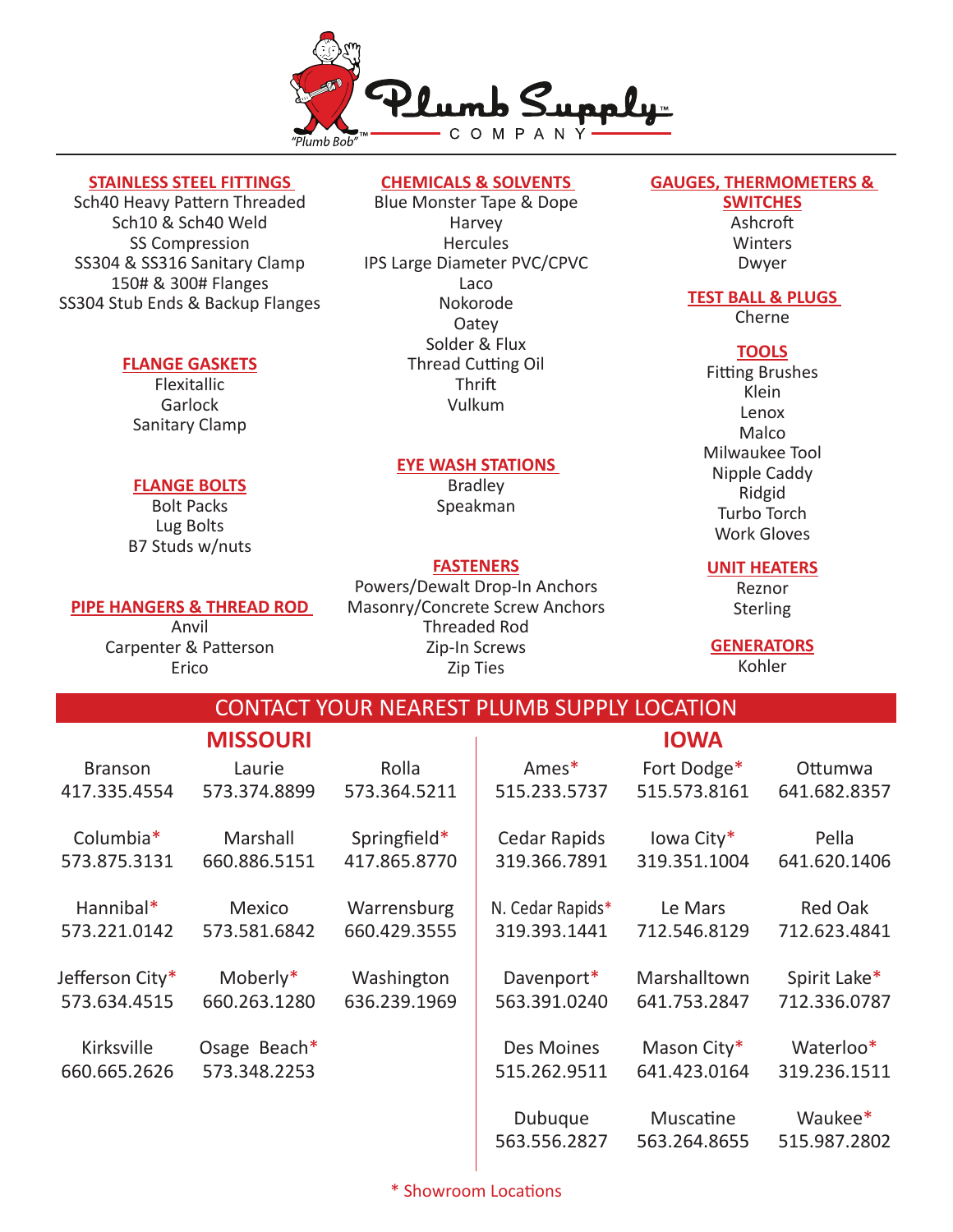# Plumb Supply COMPANY

"Plumb Bob"™

### STAINLESS STEEL FITTINGS

Sch40 Heavy Pattern Threaded
Sch10 & Sch40 Weld
SS Compression
SS304 & SS316 Sanitary Clamp
150# & 300# Flanges
SS304 Stub Ends & Backup Flanges

### FLANGE GASKETS

Flexitallic
Garlock
Sanitary Clamp

### FLANGE BOLTS

Bolt Packs
Lug Bolts
B7 Studs w/nuts

### PIPE HANGERS & THREAD ROD

Anvil
Carpenter & Patterson
Erico

### CHEMICALS & SOLVENTS

Blue Monster Tape & Dope
Harvey
Hercules
IPS Large Diameter PVC/CPVC
Laco
Nokorode
Oatey
Solder & Flux
Thread Cutting Oil
Thrift
Vulkum

### EYE WASH STATIONS

Bradley
Speakman

### FASTENERS

Powers/Dewalt Drop-In Anchors
Masonry/Concrete Screw Anchors
Threaded Rod
Zip-In Screws
Zip Ties

### GAUGES, THERMOMETERS & SWITCHES

Ashcroft
Winters
Dwyer

### TEST BALL & PLUGS

Cherne

### TOOLS

Fitting Brushes
Klein
Lenox
Malco
Milwaukee Tool
Nipple Caddy
Ridgid
Turbo Torch
Work Gloves

### UNIT HEATERS

Reznor
Sterling

### GENERATORS

Kohler

## CONTACT YOUR NEAREST PLUMB SUPPLY LOCATION

### MISSOURI

| | | |
|---|---|---|
| Branson 417.335.4554 | Laurie 573.374.8899 | Rolla 573.364.5211 |
| Columbia* 573.875.3131 | Marshall 660.886.5151 | Springfield* 417.865.8770 |
| Hannibal* 573.221.0142 | Mexico 573.581.6842 | Warrensburg 660.429.3555 |
| Jefferson City* 573.634.4515 | Moberly* 660.263.1280 | Washington 636.239.1969 |
| Kirksville 660.665.2626 | Osage Beach* 573.348.2253 | |

### IOWA

| | | |
|---|---|---|
| Ames* 515.233.5737 | Fort Dodge* 515.573.8161 | Ottumwa 641.682.8357 |
| Cedar Rapids 319.366.7891 | Iowa City* 319.351.1004 | Pella 641.620.1406 |
| N. Cedar Rapids* 319.393.1441 | Le Mars 712.546.8129 | Red Oak 712.623.4841 |
| Davenport* 563.391.0240 | Marshalltown 641.753.2847 | Spirit Lake* 712.336.0787 |
| Des Moines 515.262.9511 | Mason City* 641.423.0164 | Waterloo* 319.236.1511 |
| Dubuque 563.556.2827 | Muscatine 563.264.8655 | Waukee* 515.987.2802 |

\* Showroom Locations